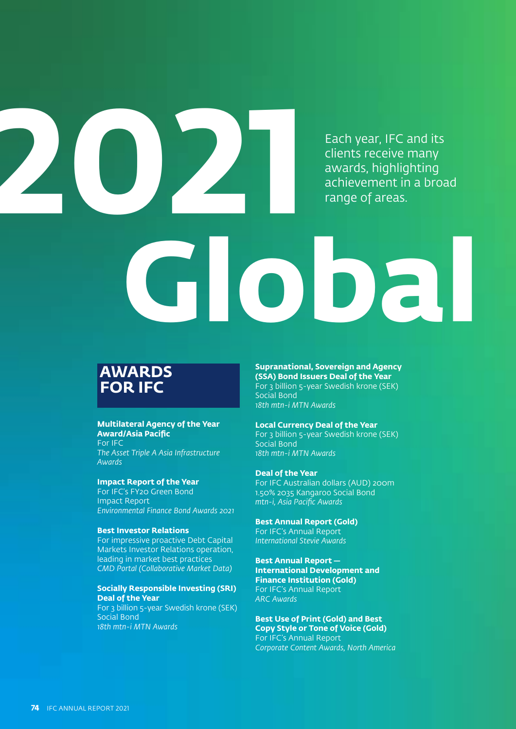# 2021 Global

Each year, IFC and its clients receive many awards, highlighting achievement in a broad range of areas.

## AWARDS FOR IFC

**Multilateral Agency of the Year Award/Asia Pacific**
For IFC
*The Asset Triple A Asia Infrastructure Awards*

**Impact Report of the Year**
For IFC's FY20 Green Bond Impact Report
*Environmental Finance Bond Awards 2021*

**Best Investor Relations**
For impressive proactive Debt Capital Markets Investor Relations operation, leading in market best practices
*CMD Portal (Collaborative Market Data)*

**Socially Responsible Investing (SRI) Deal of the Year**
For 3 billion 5-year Swedish krone (SEK) Social Bond
*18th mtn-i MTN Awards*

**Supranational, Sovereign and Agency (SSA) Bond Issuers Deal of the Year**
For 3 billion 5-year Swedish krone (SEK) Social Bond
*18th mtn-i MTN Awards*

**Local Currency Deal of the Year**
For 3 billion 5-year Swedish krone (SEK) Social Bond
*18th mtn-i MTN Awards*

**Deal of the Year**
For IFC Australian dollars (AUD) 200m 1.50% 2035 Kangaroo Social Bond
*mtn-i, Asia Pacific Awards*

**Best Annual Report (Gold)**
For IFC's Annual Report
*International Stevie Awards*

**Best Annual Report — International Development and Finance Institution (Gold)**
For IFC's Annual Report
*ARC Awards*

**Best Use of Print (Gold) and Best Copy Style or Tone of Voice (Gold)**
For IFC's Annual Report
*Corporate Content Awards, North America*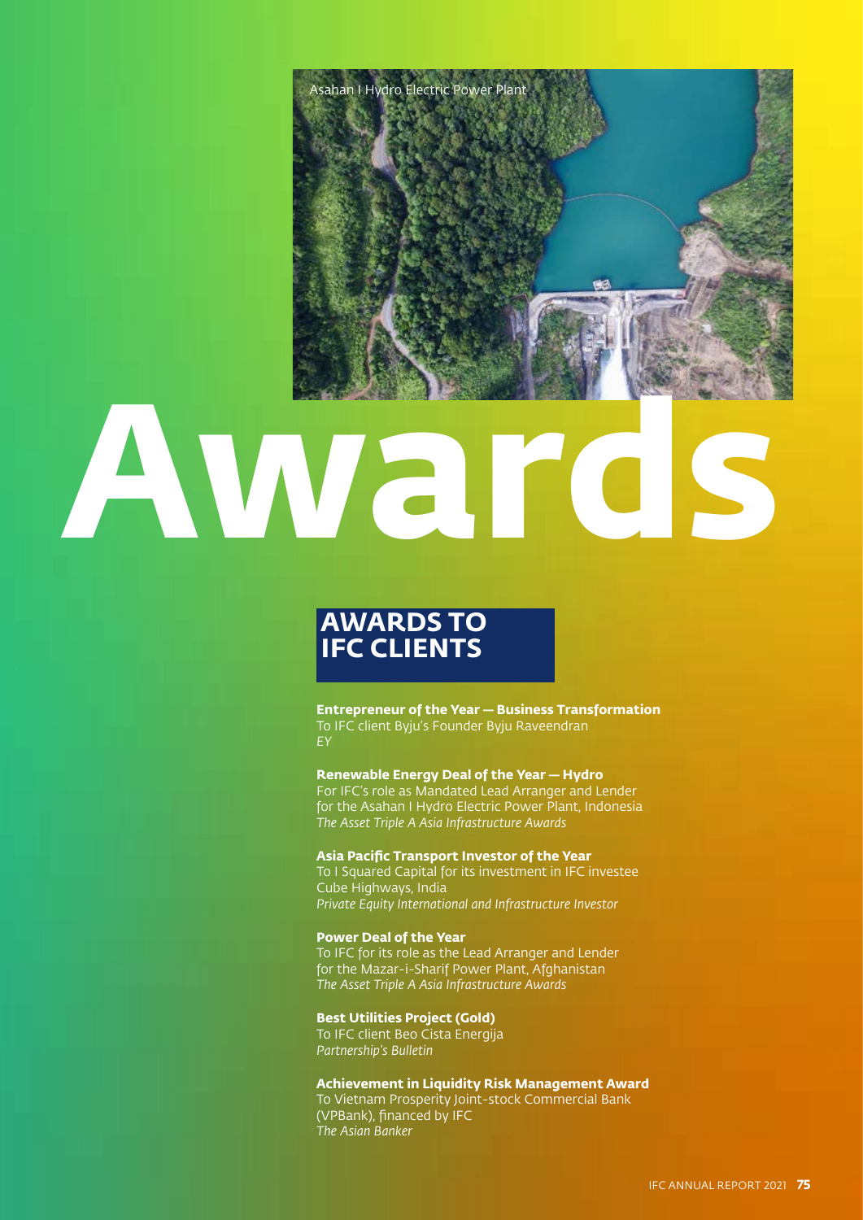Asahan I Hydro Electric Power Plant

# Awards

## AWARDS TO IFC CLIENTS

**Entrepreneur of the Year — Business Transformation**
To IFC client Byju's Founder Byju Raveendran
*EY*

**Renewable Energy Deal of the Year — Hydro**
For IFC's role as Mandated Lead Arranger and Lender for the Asahan I Hydro Electric Power Plant, Indonesia
*The Asset Triple A Asia Infrastructure Awards*

**Asia Pacific Transport Investor of the Year**
To I Squared Capital for its investment in IFC investee Cube Highways, India
*Private Equity International and Infrastructure Investor*

**Power Deal of the Year**
To IFC for its role as the Lead Arranger and Lender for the Mazar-i-Sharif Power Plant, Afghanistan
*The Asset Triple A Asia Infrastructure Awards*

**Best Utilities Project (Gold)**
To IFC client Beo Cista Energija
*Partnership's Bulletin*

**Achievement in Liquidity Risk Management Award**
To Vietnam Prosperity Joint-stock Commercial Bank (VPBank), financed by IFC
*The Asian Banker*